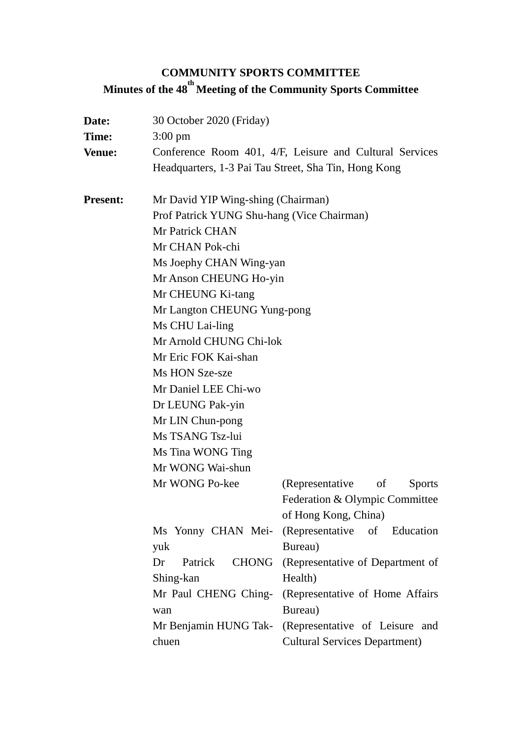**COMMUNITY SPORTS COMMITTEE**

**Minutes of the 48th Meeting of the Community Sports Committee**

**Date:** 30 October 2020 (Friday)

**Time:** 3:00 pm

**Venue:** Conference Room 401, 4/F, Leisure and Cultural Services Headquarters, 1-3 Pai Tau Street, Sha Tin, Hong Kong

**Present:**

Mr David YIP Wing-shing (Chairman)
Prof Patrick YUNG Shu-hang (Vice Chairman)
Mr Patrick CHAN
Mr CHAN Pok-chi
Ms Joephy CHAN Wing-yan
Mr Anson CHEUNG Ho-yin
Mr CHEUNG Ki-tang
Mr Langton CHEUNG Yung-pong
Ms CHU Lai-ling
Mr Arnold CHUNG Chi-lok
Mr Eric FOK Kai-shan
Ms HON Sze-sze
Mr Daniel LEE Chi-wo
Dr LEUNG Pak-yin
Mr LIN Chun-pong
Ms TSANG Tsz-lui
Ms Tina WONG Ting
Mr WONG Wai-shun

| | |
|---|---|
| Mr WONG Po-kee | (Representative of Sports Federation & Olympic Committee of Hong Kong, China) |
| Ms Yonny CHAN Mei-yuk | (Representative of Education Bureau) |
| Dr Patrick CHONG Shing-kan | (Representative of Department of Health) |
| Mr Paul CHENG Ching-wan | (Representative of Home Affairs Bureau) |
| Mr Benjamin HUNG Tak-chuen | (Representative of Leisure and Cultural Services Department) |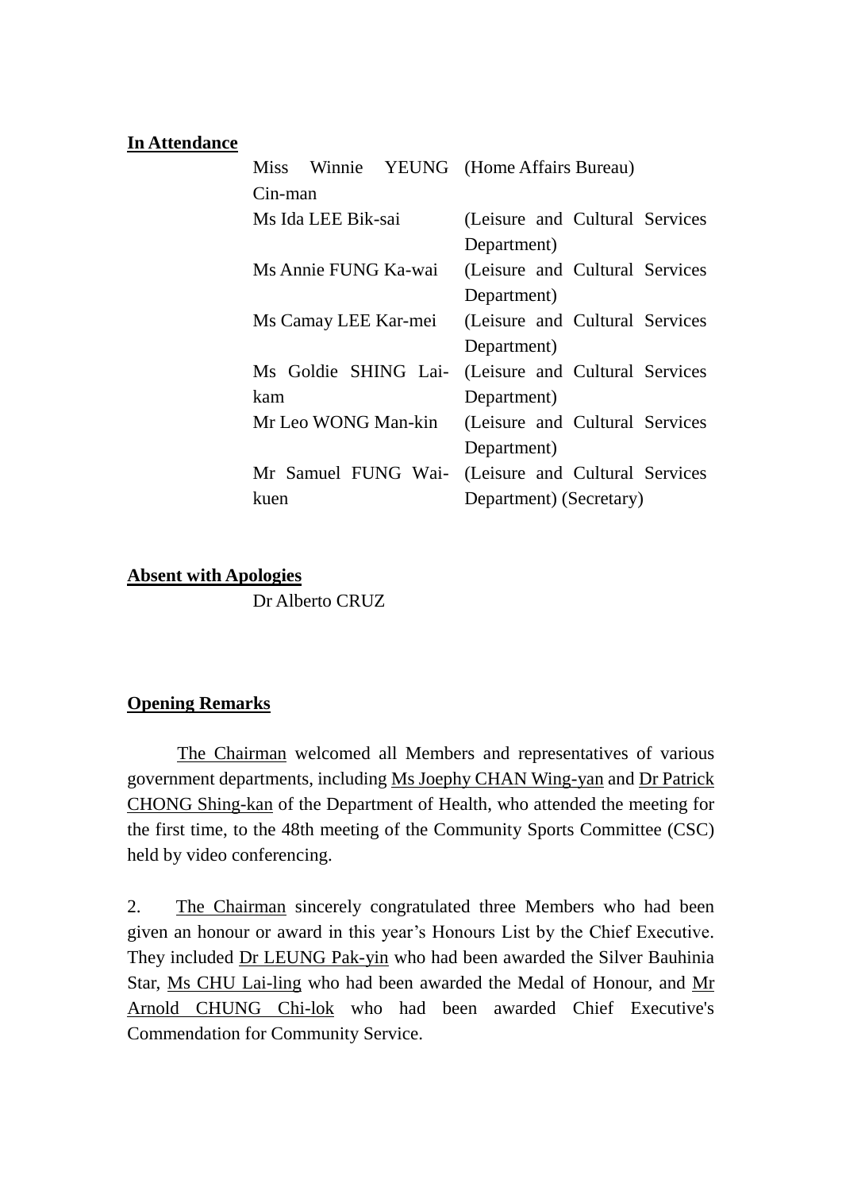**In Attendance**

| | |
|---|---|
| Miss Winnie YEUNG Cin-man | (Home Affairs Bureau) |
| Ms Ida LEE Bik-sai | (Leisure and Cultural Services Department) |
| Ms Annie FUNG Ka-wai | (Leisure and Cultural Services Department) |
| Ms Camay LEE Kar-mei | (Leisure and Cultural Services Department) |
| Ms Goldie SHING Lai-kam | (Leisure and Cultural Services Department) |
| Mr Leo WONG Man-kin | (Leisure and Cultural Services Department) |
| Mr Samuel FUNG Wai-kuen | (Leisure and Cultural Services Department) (Secretary) |

**Absent with Apologies**

Dr Alberto CRUZ

**Opening Remarks**

The Chairman welcomed all Members and representatives of various government departments, including Ms Joephy CHAN Wing-yan and Dr Patrick CHONG Shing-kan of the Department of Health, who attended the meeting for the first time, to the 48th meeting of the Community Sports Committee (CSC) held by video conferencing.

2. The Chairman sincerely congratulated three Members who had been given an honour or award in this year's Honours List by the Chief Executive. They included Dr LEUNG Pak-yin who had been awarded the Silver Bauhinia Star, Ms CHU Lai-ling who had been awarded the Medal of Honour, and Mr Arnold CHUNG Chi-lok who had been awarded Chief Executive's Commendation for Community Service.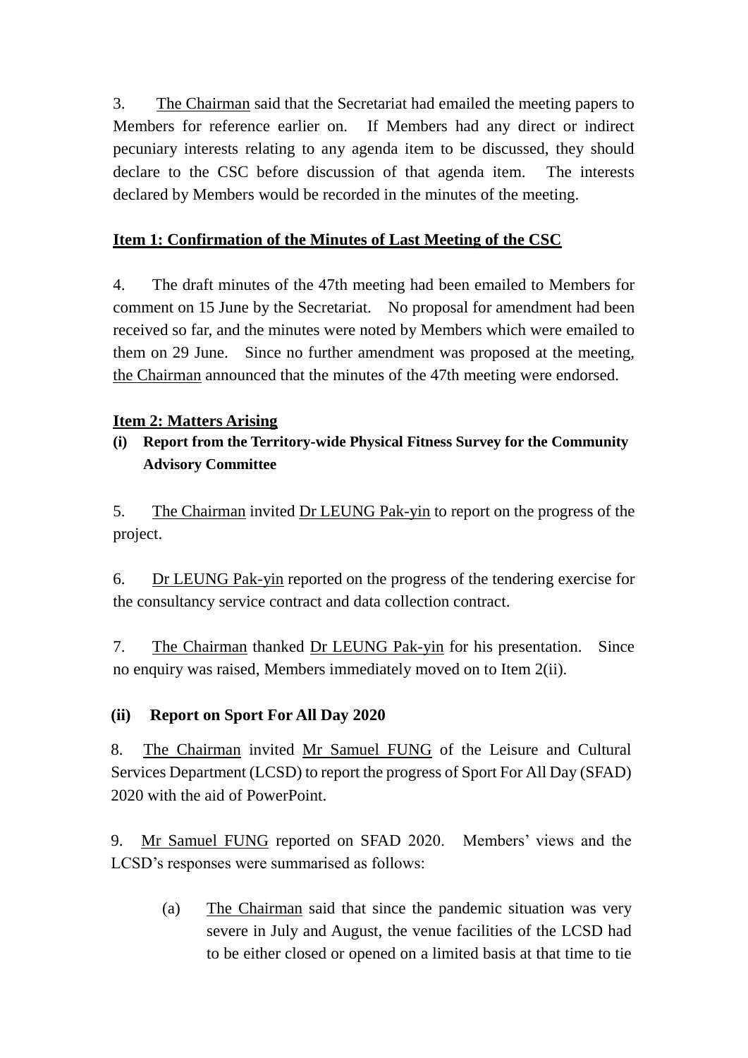3. The Chairman said that the Secretariat had emailed the meeting papers to Members for reference earlier on. If Members had any direct or indirect pecuniary interests relating to any agenda item to be discussed, they should declare to the CSC before discussion of that agenda item. The interests declared by Members would be recorded in the minutes of the meeting.

**Item 1: Confirmation of the Minutes of Last Meeting of the CSC**

4. The draft minutes of the 47th meeting had been emailed to Members for comment on 15 June by the Secretariat. No proposal for amendment had been received so far, and the minutes were noted by Members which were emailed to them on 29 June. Since no further amendment was proposed at the meeting, the Chairman announced that the minutes of the 47th meeting were endorsed.

**Item 2: Matters Arising**

**(i) Report from the Territory-wide Physical Fitness Survey for the Community Advisory Committee**

5. The Chairman invited Dr LEUNG Pak-yin to report on the progress of the project.

6. Dr LEUNG Pak-yin reported on the progress of the tendering exercise for the consultancy service contract and data collection contract.

7. The Chairman thanked Dr LEUNG Pak-yin for his presentation. Since no enquiry was raised, Members immediately moved on to Item 2(ii).

**(ii) Report on Sport For All Day 2020**

8. The Chairman invited Mr Samuel FUNG of the Leisure and Cultural Services Department (LCSD) to report the progress of Sport For All Day (SFAD) 2020 with the aid of PowerPoint.

9. Mr Samuel FUNG reported on SFAD 2020. Members' views and the LCSD's responses were summarised as follows:

(a) The Chairman said that since the pandemic situation was very severe in July and August, the venue facilities of the LCSD had to be either closed or opened on a limited basis at that time to tie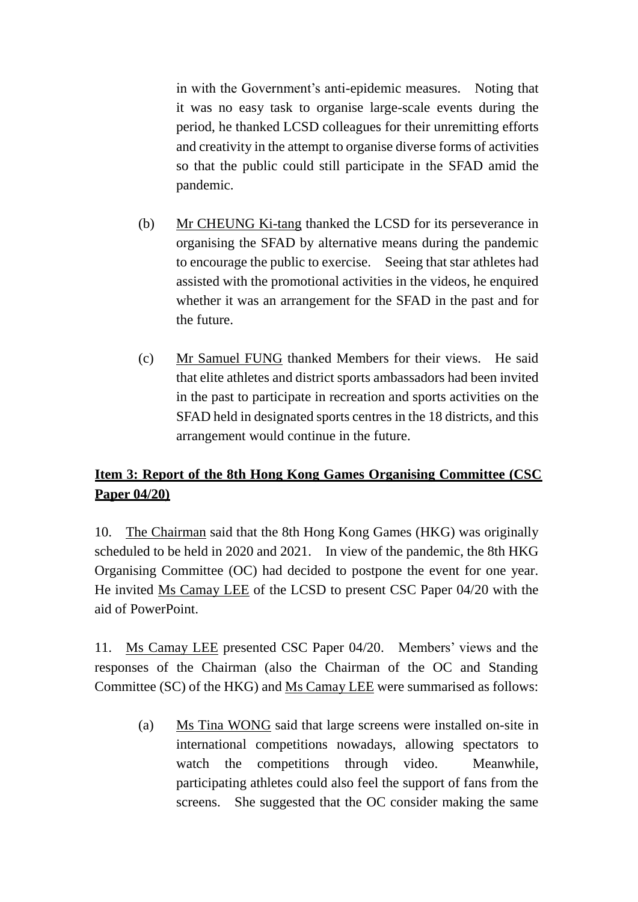in with the Government's anti-epidemic measures. Noting that it was no easy task to organise large-scale events during the period, he thanked LCSD colleagues for their unremitting efforts and creativity in the attempt to organise diverse forms of activities so that the public could still participate in the SFAD amid the pandemic.

(b) Mr CHEUNG Ki-tang thanked the LCSD for its perseverance in organising the SFAD by alternative means during the pandemic to encourage the public to exercise. Seeing that star athletes had assisted with the promotional activities in the videos, he enquired whether it was an arrangement for the SFAD in the past and for the future.

(c) Mr Samuel FUNG thanked Members for their views. He said that elite athletes and district sports ambassadors had been invited in the past to participate in recreation and sports activities on the SFAD held in designated sports centres in the 18 districts, and this arrangement would continue in the future.

**Item 3: Report of the 8th Hong Kong Games Organising Committee (CSC Paper 04/20)**

10. The Chairman said that the 8th Hong Kong Games (HKG) was originally scheduled to be held in 2020 and 2021. In view of the pandemic, the 8th HKG Organising Committee (OC) had decided to postpone the event for one year. He invited Ms Camay LEE of the LCSD to present CSC Paper 04/20 with the aid of PowerPoint.

11. Ms Camay LEE presented CSC Paper 04/20. Members' views and the responses of the Chairman (also the Chairman of the OC and Standing Committee (SC) of the HKG) and Ms Camay LEE were summarised as follows:

(a) Ms Tina WONG said that large screens were installed on-site in international competitions nowadays, allowing spectators to watch the competitions through video. Meanwhile, participating athletes could also feel the support of fans from the screens. She suggested that the OC consider making the same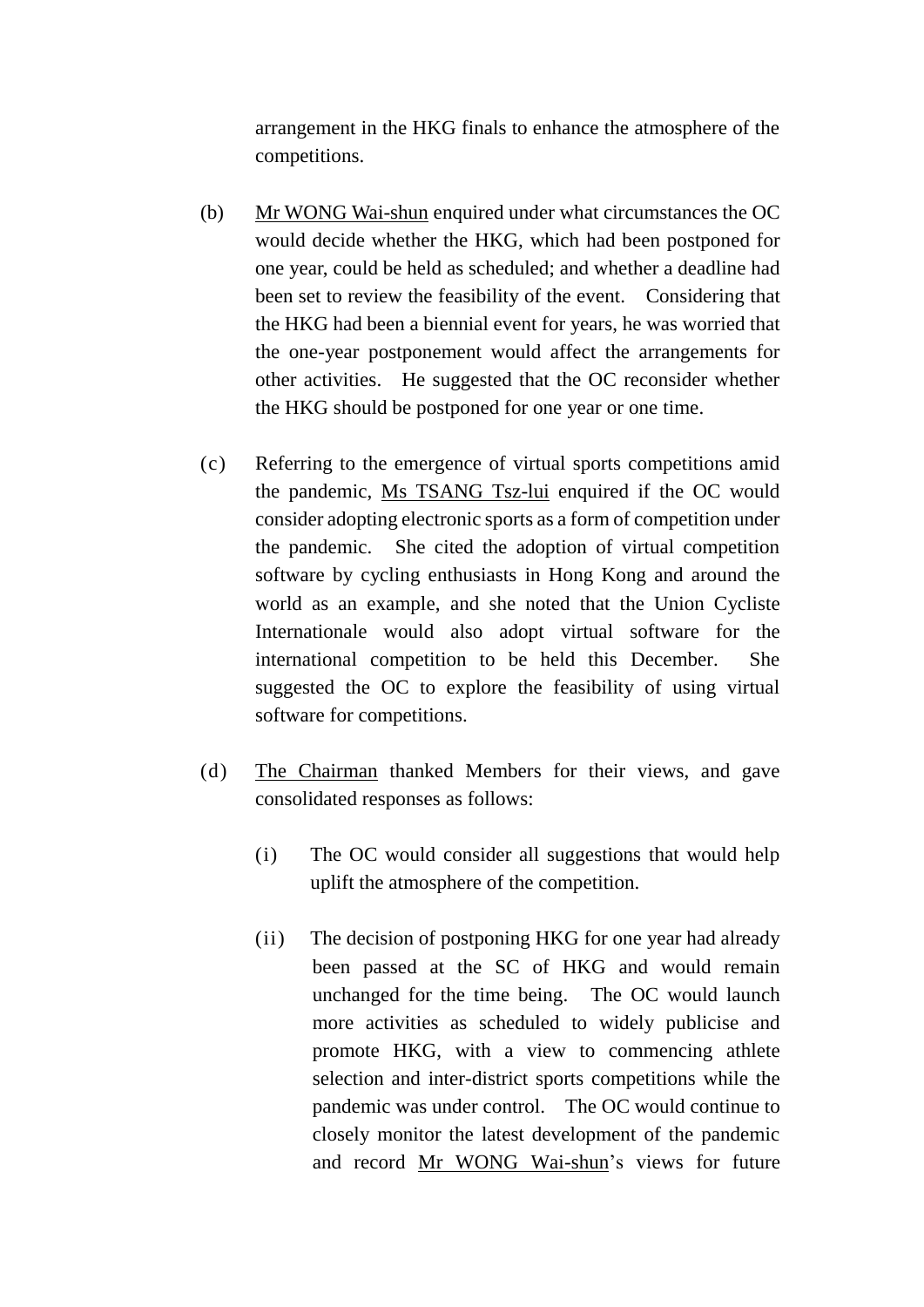arrangement in the HKG finals to enhance the atmosphere of the competitions.

(b) Mr WONG Wai-shun enquired under what circumstances the OC would decide whether the HKG, which had been postponed for one year, could be held as scheduled; and whether a deadline had been set to review the feasibility of the event. Considering that the HKG had been a biennial event for years, he was worried that the one-year postponement would affect the arrangements for other activities. He suggested that the OC reconsider whether the HKG should be postponed for one year or one time.

(c) Referring to the emergence of virtual sports competitions amid the pandemic, Ms TSANG Tsz-lui enquired if the OC would consider adopting electronic sports as a form of competition under the pandemic. She cited the adoption of virtual competition software by cycling enthusiasts in Hong Kong and around the world as an example, and she noted that the Union Cycliste Internationale would also adopt virtual software for the international competition to be held this December. She suggested the OC to explore the feasibility of using virtual software for competitions.

(d) The Chairman thanked Members for their views, and gave consolidated responses as follows:

(i) The OC would consider all suggestions that would help uplift the atmosphere of the competition.

(ii) The decision of postponing HKG for one year had already been passed at the SC of HKG and would remain unchanged for the time being. The OC would launch more activities as scheduled to widely publicise and promote HKG, with a view to commencing athlete selection and inter-district sports competitions while the pandemic was under control. The OC would continue to closely monitor the latest development of the pandemic and record Mr WONG Wai-shun's views for future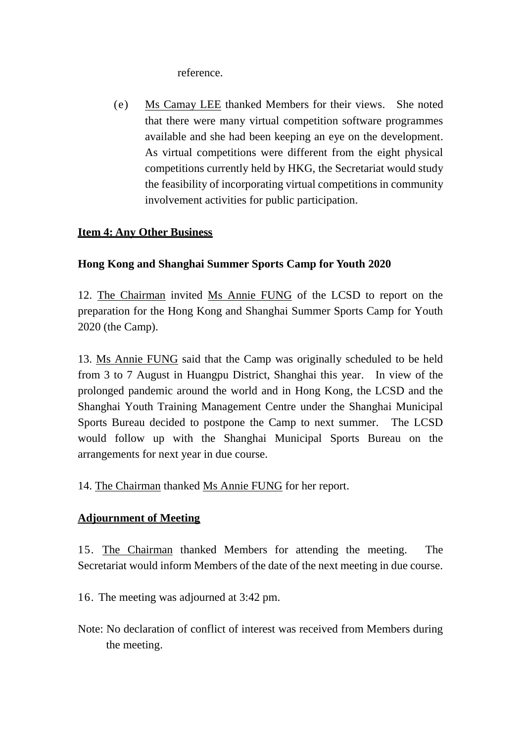reference.

(e) Ms Camay LEE thanked Members for their views. She noted that there were many virtual competition software programmes available and she had been keeping an eye on the development. As virtual competitions were different from the eight physical competitions currently held by HKG, the Secretariat would study the feasibility of incorporating virtual competitions in community involvement activities for public participation.

**Item 4: Any Other Business**

**Hong Kong and Shanghai Summer Sports Camp for Youth 2020**

12. The Chairman invited Ms Annie FUNG of the LCSD to report on the preparation for the Hong Kong and Shanghai Summer Sports Camp for Youth 2020 (the Camp).

13. Ms Annie FUNG said that the Camp was originally scheduled to be held from 3 to 7 August in Huangpu District, Shanghai this year. In view of the prolonged pandemic around the world and in Hong Kong, the LCSD and the Shanghai Youth Training Management Centre under the Shanghai Municipal Sports Bureau decided to postpone the Camp to next summer. The LCSD would follow up with the Shanghai Municipal Sports Bureau on the arrangements for next year in due course.

14. The Chairman thanked Ms Annie FUNG for her report.

**Adjournment of Meeting**

15. The Chairman thanked Members for attending the meeting. The Secretariat would inform Members of the date of the next meeting in due course.

16. The meeting was adjourned at 3:42 pm.

Note: No declaration of conflict of interest was received from Members during the meeting.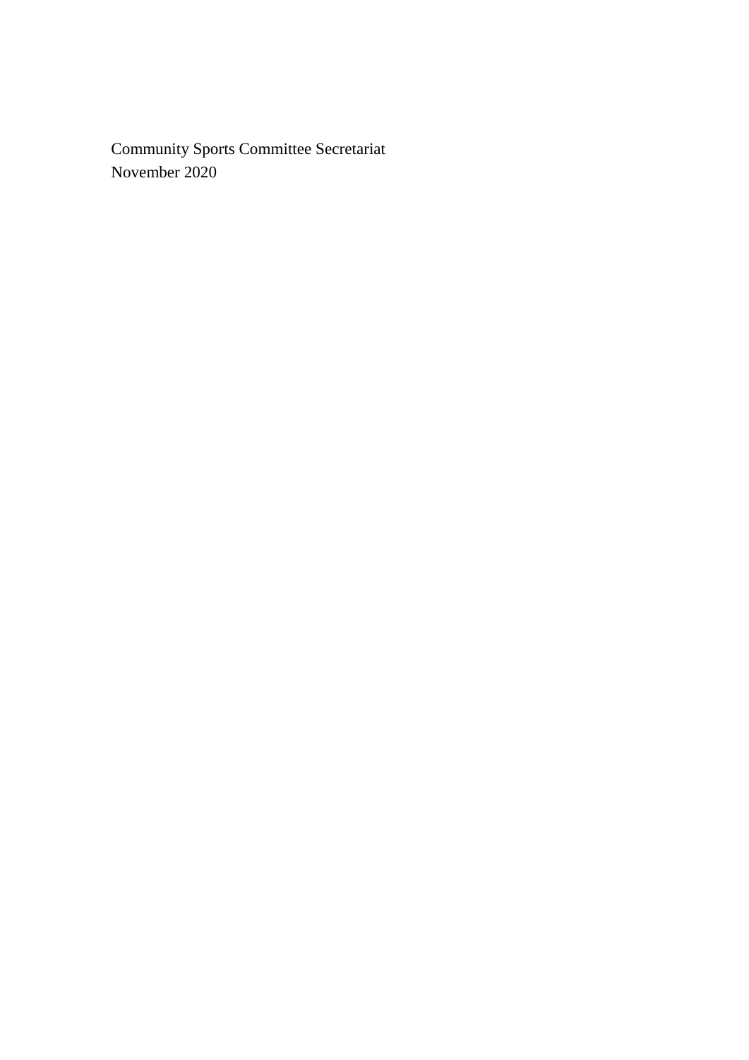Community Sports Committee Secretariat
November 2020